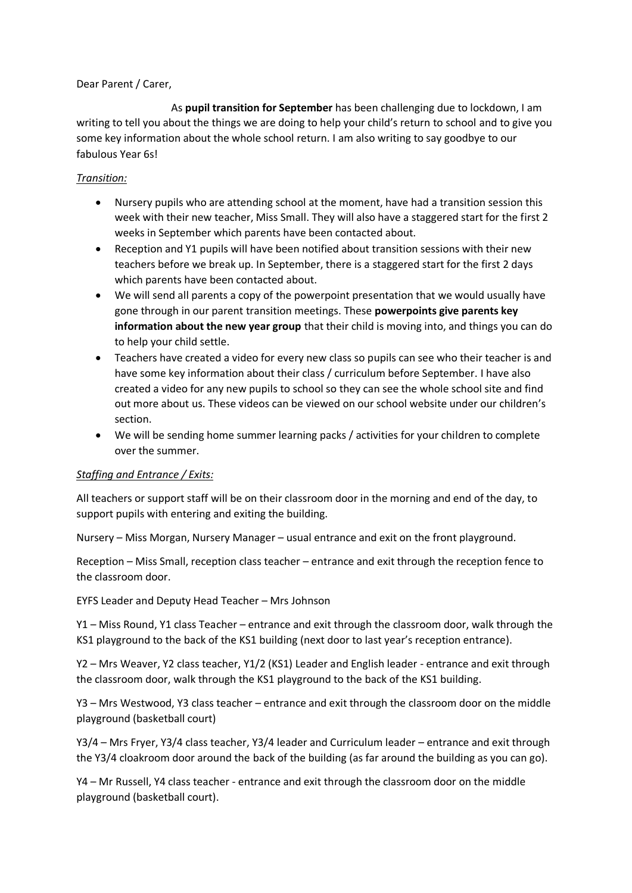Dear Parent / Carer,

As **pupil transition for September** has been challenging due to lockdown, I am writing to tell you about the things we are doing to help your child's return to school and to give you some key information about the whole school return. I am also writing to say goodbye to our fabulous Year 6s!

*Transition:*

- Nursery pupils who are attending school at the moment, have had a transition session this week with their new teacher, Miss Small. They will also have a staggered start for the first 2 weeks in September which parents have been contacted about.
- Reception and Y1 pupils will have been notified about transition sessions with their new teachers before we break up. In September, there is a staggered start for the first 2 days which parents have been contacted about.
- We will send all parents a copy of the powerpoint presentation that we would usually have gone through in our parent transition meetings. These **powerpoints give parents key information about the new year group** that their child is moving into, and things you can do to help your child settle.
- Teachers have created a video for every new class so pupils can see who their teacher is and have some key information about their class / curriculum before September. I have also created a video for any new pupils to school so they can see the whole school site and find out more about us. These videos can be viewed on our school website under our children's section.
- We will be sending home summer learning packs / activities for your children to complete over the summer.

*Staffing and Entrance / Exits:*

All teachers or support staff will be on their classroom door in the morning and end of the day, to support pupils with entering and exiting the building.

Nursery – Miss Morgan, Nursery Manager – usual entrance and exit on the front playground.

Reception – Miss Small, reception class teacher – entrance and exit through the reception fence to the classroom door.

EYFS Leader and Deputy Head Teacher – Mrs Johnson

Y1 – Miss Round, Y1 class Teacher – entrance and exit through the classroom door, walk through the KS1 playground to the back of the KS1 building (next door to last year's reception entrance).

Y2 – Mrs Weaver, Y2 class teacher, Y1/2 (KS1) Leader and English leader - entrance and exit through the classroom door, walk through the KS1 playground to the back of the KS1 building.

Y3 – Mrs Westwood, Y3 class teacher – entrance and exit through the classroom door on the middle playground (basketball court)

Y3/4 – Mrs Fryer, Y3/4 class teacher, Y3/4 leader and Curriculum leader – entrance and exit through the Y3/4 cloakroom door around the back of the building (as far around the building as you can go).

Y4 – Mr Russell, Y4 class teacher - entrance and exit through the classroom door on the middle playground (basketball court).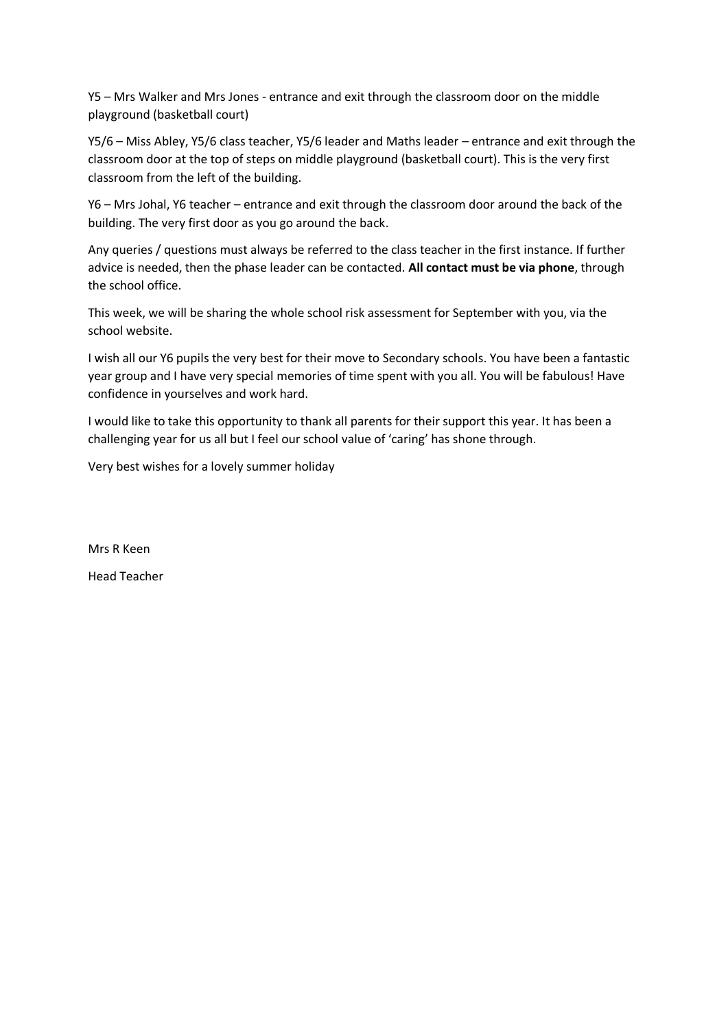Y5 – Mrs Walker and Mrs Jones - entrance and exit through the classroom door on the middle playground (basketball court)

Y5/6 – Miss Abley, Y5/6 class teacher, Y5/6 leader and Maths leader – entrance and exit through the classroom door at the top of steps on middle playground (basketball court). This is the very first classroom from the left of the building.

Y6 – Mrs Johal, Y6 teacher – entrance and exit through the classroom door around the back of the building. The very first door as you go around the back.

Any queries / questions must always be referred to the class teacher in the first instance. If further advice is needed, then the phase leader can be contacted. **All contact must be via phone**, through the school office.

This week, we will be sharing the whole school risk assessment for September with you, via the school website.

I wish all our Y6 pupils the very best for their move to Secondary schools. You have been a fantastic year group and I have very special memories of time spent with you all. You will be fabulous! Have confidence in yourselves and work hard.

I would like to take this opportunity to thank all parents for their support this year. It has been a challenging year for us all but I feel our school value of 'caring' has shone through.

Very best wishes for a lovely summer holiday

Mrs R Keen

Head Teacher